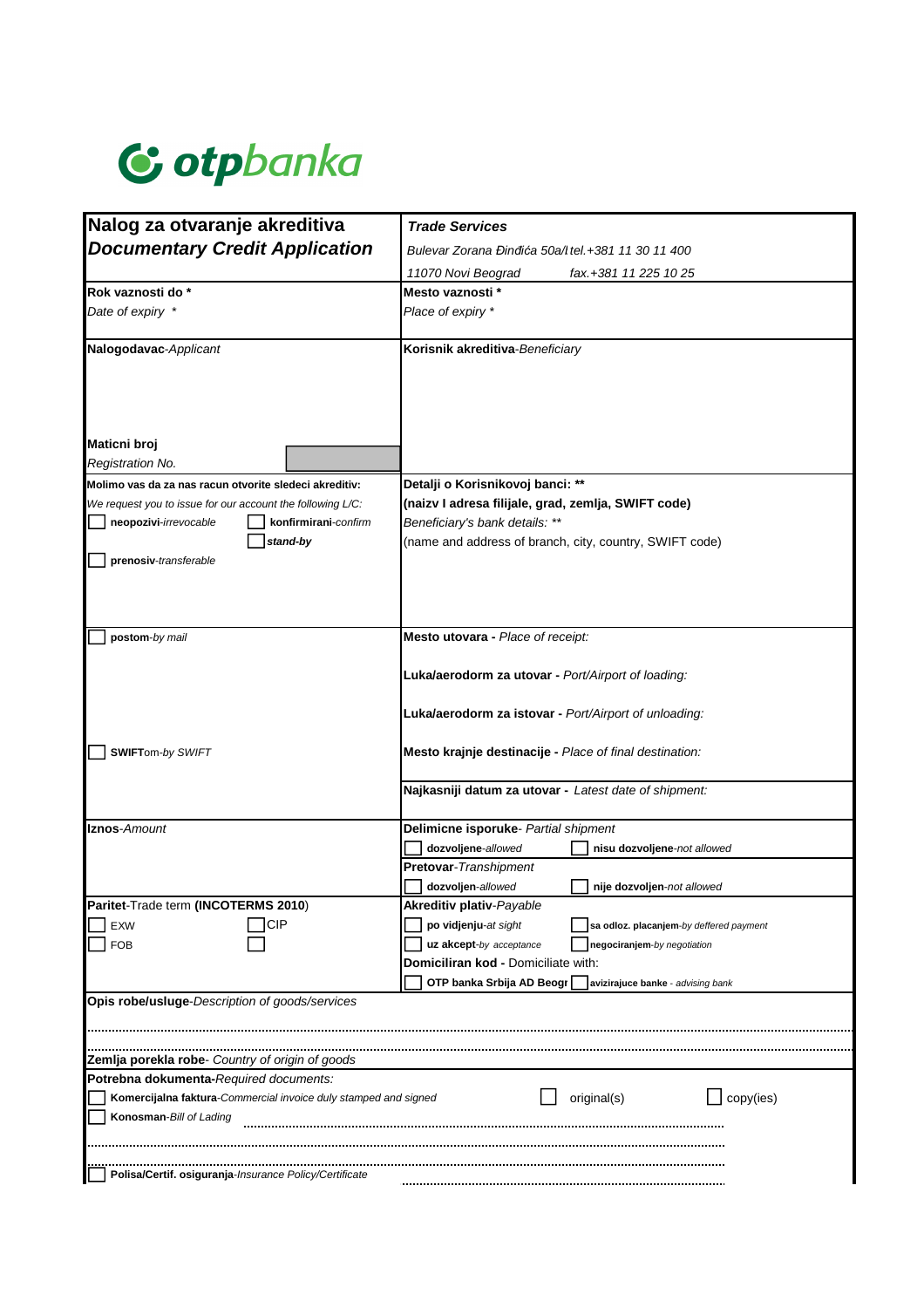# otpbanka

| **Nalog za otvaranje akreditiva** *Documentary Credit Application* | ***Trade Services*** *Bulevar Zorana Đinđića 50a/I tel.+381 11 30 11 400* *11070 Novi Beograd fax.+381 11 225 10 25* |
|---|---|
| **Rok vaznosti do \*** *Date of expiry \** | **Mesto vaznosti \*** *Place of expiry \** |
| **Nalogodavac**-*Applicant* <br><br> **Maticni broj** *Registration No.* | **Korisnik akreditiva**-*Beneficiary* |
| **Molimo vas da za nas racun otvorite sledeci akreditiv:** *We request you to issue for our account the following L/C:* <br> ☐ **neopozivi**-*irrevocable* ☐ **konfirmirani**-*confirm* <br> ☐ ***stand-by*** <br> ☐ **prenosiv**-*transferable* | **Detalji o Korisnikovoj banci: \*\*** **(naizv I adresa filijale, grad, zemlja, SWIFT code)** *Beneficiary's bank details: \*\** (name and address of branch, city, country, SWIFT code) |
| ☐ **postom**-*by mail* <br><br> ☐ **SWIFT**om-*by SWIFT* | **Mesto utovara -** *Place of receipt:* <br> **Luka/aerodorm za utovar -** *Port/Airport of loading:* <br> **Luka/aerodorm za istovar -** *Port/Airport of unloading:* <br> **Mesto krajnje destinacije -** *Place of final destination:* |
| | **Najkasniji datum za utovar -** *Latest date of shipment:* |
| **Iznos**-*Amount* | **Delimicne isporuke**- *Partial shipment* <br> ☐ **dozvoljene**-*allowed* ☐ **nisu dozvoljene**-*not allowed* <br> **Pretovar**-*Transhipment* <br> ☐ **dozvoljen**-*allowed* ☐ **nije dozvoljen**-*not allowed* |
| **Paritet**-Trade term **(INCOTERMS 2010)** <br> ☐ EXW ☐ CIP <br> ☐ FOB ☐ | **Akreditiv plativ**-*Payable* <br> ☐ **po vidjenju**-*at sight* ☐ **sa odloz. placanjem**-*by deffered payment* <br> ☐ **uz akcept**-*by acceptance* ☐ **negociranjem**-*by negotiation* <br> **Domiciliran kod -** Domiciliate with: <br> ☐ **OTP banka Srbija AD Beogr** ☐ **avizirajuce banke** - *advising bank* |

**Opis robe/usluge**-*Description of goods/services*

........................................................................................................................................

........................................................................................................................................

**Zemlja porekla robe**- *Country of origin of goods*

**Potrebna dokumenta**-*Required documents:*

☐ **Komercijalna faktura**-*Commercial invoice duly stamped and signed* ☐ original(s) ☐ copy(ies)

☐ **Konosman**-*Bill of Lading* ........................................................................................................

........................................................................................................................................

........................................................................................................................................

☐ **Polisa/Certif. osiguranja**-*Insurance Policy/Certificate* ........................................................................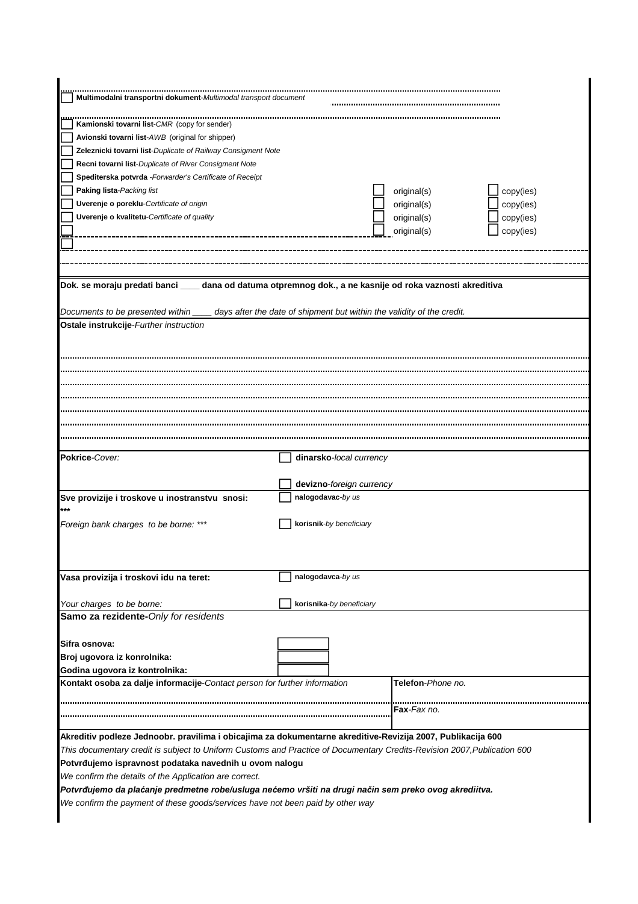☐ **Multimodalni transportni dokument**-*Multimodal transport document*

☐ **Kamionski tovarni list**-*CMR* (copy for sender)

☐ **Avionski tovarni list**-*AWB* (original for shipper)

☐ **Zeleznicki tovarni list**-*Duplicate of Railway Consigment Note*

☐ **Recni tovarni list**-*Duplicate of River Consigment Note*

☐ **Spediterska potvrda** -*Forwarder's Certificate of Receipt*

| | | |
|---|---|---|
| ☐ **Paking lista**-*Packing list* | ☐ original(s) | ☐ copy(ies) |
| ☐ **Uverenje o poreklu**-*Certificate of origin* | ☐ original(s) | ☐ copy(ies) |
| ☐ **Uverenje o kvalitetu**-*Certificate of quality* | ☐ original(s) | ☐ copy(ies) |
| ☐ | ☐ original(s) | ☐ copy(ies) |
| ☐ | | |

**Dok. se moraju predati banci ____ dana od datuma otpremnog dok., a ne kasnije od roka vaznosti akreditiva**

*Documents to be presented within ____ days after the date of shipment but within the validity of the credit.*

**Ostale instrukcije**-*Further instruction*

| | |
|---|---|
| **Pokrice**-*Cover:* | ☐ **dinarsko**-*local currency* |
| | ☐ **devizno**-*foreign currency* |
| **Sve provizije i troskove u inostranstvu snosi:** *** | ☐ **nalogodavac**-*by us* |
| *Foreign bank charges to be borne:* *** | ☐ **korisnik**-*by beneficiary* |
| **Vasa provizija i troskovi idu na teret:** | ☐ **nalogodavca**-*by us* |
| *Your charges to be borne:* | ☐ **korisnika**-*by beneficiary* |

**Samo za rezidente-***Only for residents*

| | |
|---|---|
| **Sifra osnova:** | |
| **Broj ugovora iz konrolnika:** | |
| **Godina ugovora iz kontrolnika:** | |

| **Kontakt osoba za dalje informacije**-*Contact person for further information* | **Telefon**-*Phone no.* |
|---|---|
| | **Fax**-*Fax no.* |

**Akreditiv podleze Jednoobr. pravilima i obicajima za dokumentarne akreditive-Revizija 2007, Publikacija 600**

*This documentary credit is subject to Uniform Customs and Practice of Documentary Credits-Revision 2007,Publication 600*

**Potvrđujemo ispravnost podataka navednih u ovom nalogu**

*We confirm the details of the Application are correct.*

***Potvrđujemo da plaćanje predmetne robe/usluga nećemo vršiti na drugi način sem preko ovog akrediitva.***

*We confirm the payment of these goods/services have not been paid by other way*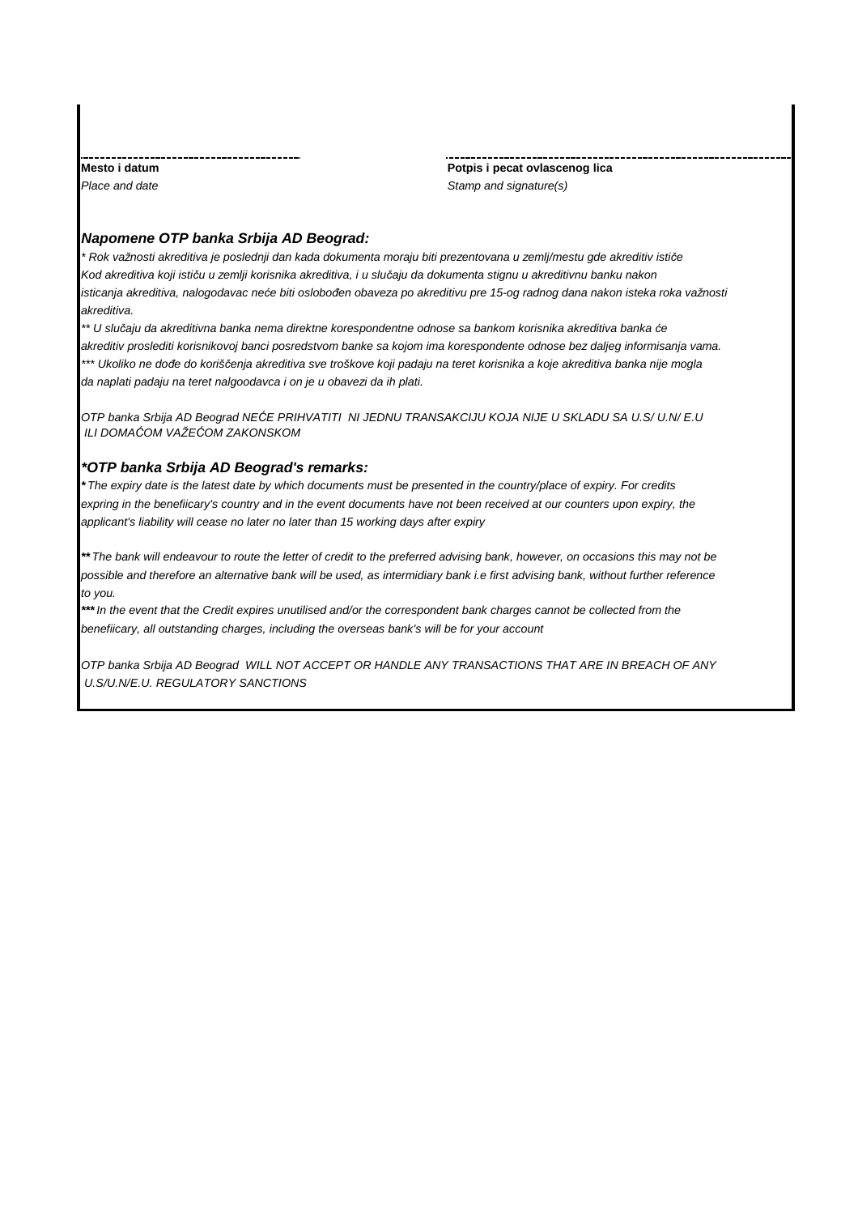| | |
|---|---|
| **Mesto i datum** | **Potpis i pecat ovlascenog lica** |
| *Place and date* | *Stamp and signature(s)* |

### *Napomene OTP banka Srbija AD Beograd:*

*\* Rok važnosti akreditiva je poslednji dan kada dokumenta moraju biti prezentovana u zemlj/mestu gde akreditiv ističe Kod akreditiva koji ističu u zemlji korisnika akreditiva, i u slučaju da dokumenta stignu u akreditivnu banku nakon isticanja akreditiva, nalogodavac neće biti oslobođen obaveza po akreditivu pre 15-og radnog dana nakon isteka roka važnosti akreditiva.*

*\*\* U slučaju da akreditivna banka nema direktne korespondentne odnose sa bankom korisnika akreditiva banka će akreditiv proslediti korisnikovoj banci posredstvom banke sa kojom ima korespondente odnose bez daljeg informisanja vama.*

*\*\*\* Ukoliko ne dođe do koriščenja akreditiva sve troškove koji padaju na teret korisnika a koje akreditiva banka nije mogla da naplati padaju na teret nalgoodavca i on je u obavezi da ih plati.*

*OTP banka Srbija AD Beograd NEĆE PRIHVATITI NI JEDNU TRANSAKCIJU KOJA NIJE U SKLADU SA U.S/ U.N/ E.U ILI DOMAĆOM VAŽEĆOM ZAKONSKOM*

### *\*OTP banka Srbija AD Beograd's remarks:*

***\**** *The expiry date is the latest date by which documents must be presented in the country/place of expiry. For credits expring in the benefiicary's country and in the event documents have not been received at our counters upon expiry, the applicant's liability will cease no later no later than 15 working days after expiry*

***\*\**** *The bank will endeavour to route the letter of credit to the preferred advising bank, however, on occasions this may not be possible and therefore an alternative bank will be used, as intermidiary bank i.e first advising bank, without further reference to you.*

***\*\*\**** *In the event that the Credit expires unutilised and/or the correspondent bank charges cannot be collected from the benefiicary, all outstanding charges, including the overseas bank's will be for your account*

*OTP banka Srbija AD Beograd WILL NOT ACCEPT OR HANDLE ANY TRANSACTIONS THAT ARE IN BREACH OF ANY U.S/U.N/E.U. REGULATORY SANCTIONS*